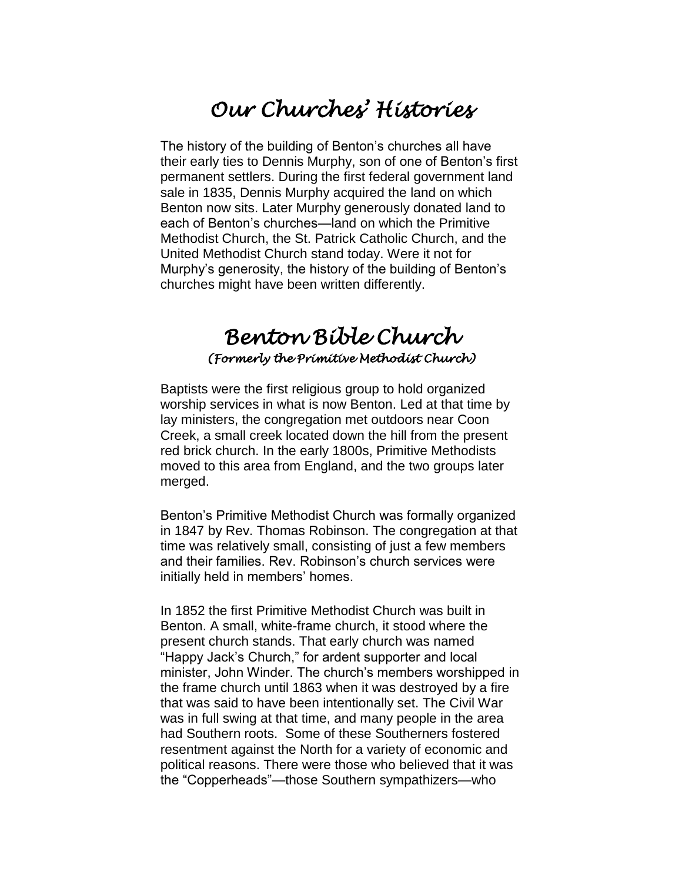# *Our Churches' Histories*

The history of the building of Benton's churches all have their early ties to Dennis Murphy, son of one of Benton's first permanent settlers. During the first federal government land sale in 1835, Dennis Murphy acquired the land on which Benton now sits. Later Murphy generously donated land to each of Benton's churches—land on which the Primitive Methodist Church, the St. Patrick Catholic Church, and the United Methodist Church stand today. Were it not for Murphy's generosity, the history of the building of Benton's churches might have been written differently.

## *Benton Bible Church*

### *(Formerly the Primitive Methodist Church)*

Baptists were the first religious group to hold organized worship services in what is now Benton. Led at that time by lay ministers, the congregation met outdoors near Coon Creek, a small creek located down the hill from the present red brick church. In the early 1800s, Primitive Methodists moved to this area from England, and the two groups later merged.

Benton's Primitive Methodist Church was formally organized in 1847 by Rev. Thomas Robinson. The congregation at that time was relatively small, consisting of just a few members and their families. Rev. Robinson's church services were initially held in members' homes.

In 1852 the first Primitive Methodist Church was built in Benton. A small, white-frame church, it stood where the present church stands. That early church was named "Happy Jack's Church," for ardent supporter and local minister, John Winder. The church's members worshipped in the frame church until 1863 when it was destroyed by a fire that was said to have been intentionally set. The Civil War was in full swing at that time, and many people in the area had Southern roots. Some of these Southerners fostered resentment against the North for a variety of economic and political reasons. There were those who believed that it was the "Copperheads"—those Southern sympathizers—who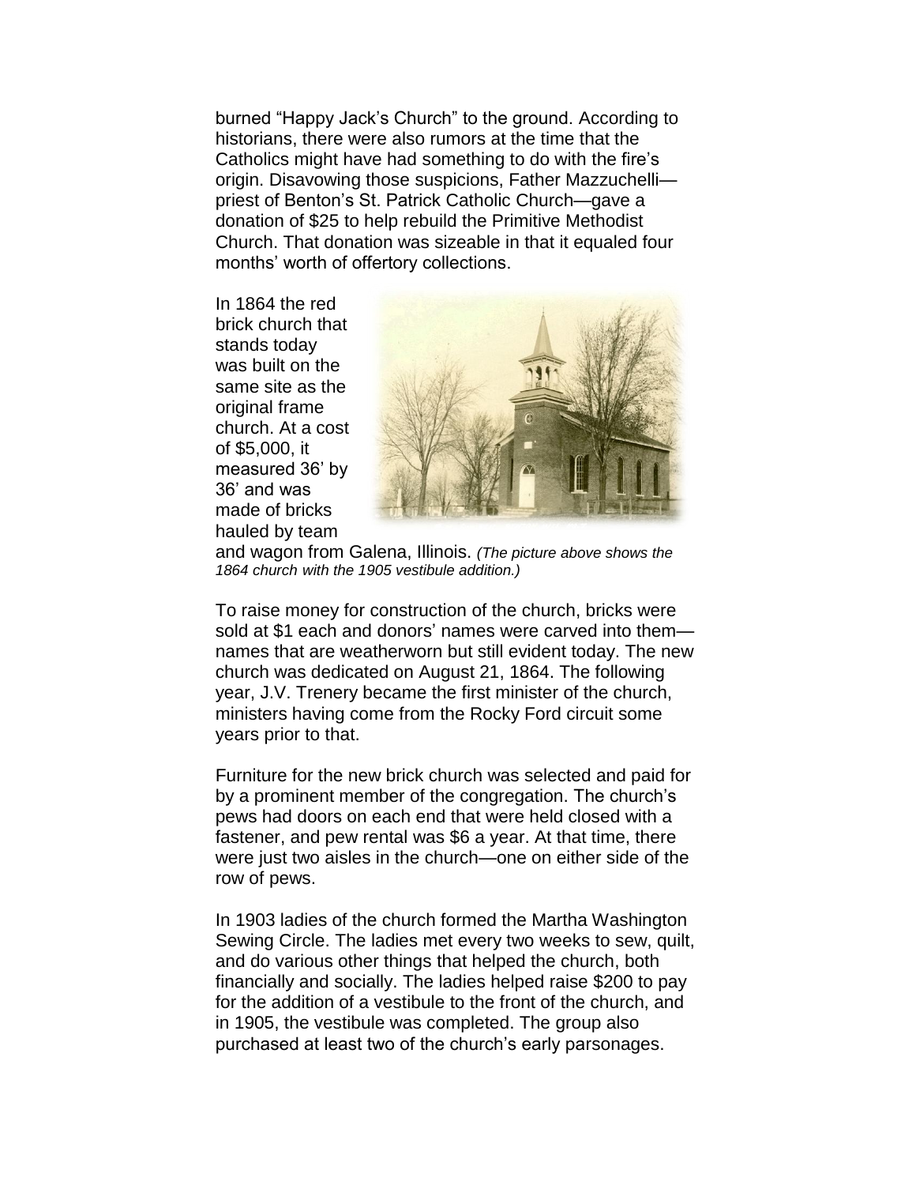burned “Happy Jack’s Church” to the ground. According to historians, there were also rumors at the time that the Catholics might have had something to do with the fire’s origin. Disavowing those suspicions, Father Mazzuchelli—priest of Benton’s St. Patrick Catholic Church—gave a donation of $25 to help rebuild the Primitive Methodist Church. That donation was sizeable in that it equaled four months’ worth of offertory collections.

In 1864 the red brick church that stands today was built on the same site as the original frame church. At a cost of $5,000, it measured 36’ by 36’ and was made of bricks hauled by team and wagon from Galena, Illinois. *(The picture above shows the 1864 church with the 1905 vestibule addition.)*

To raise money for construction of the church, bricks were sold at $1 each and donors’ names were carved into them—names that are weatherworn but still evident today. The new church was dedicated on August 21, 1864. The following year, J.V. Trenery became the first minister of the church, ministers having come from the Rocky Ford circuit some years prior to that.

Furniture for the new brick church was selected and paid for by a prominent member of the congregation. The church’s pews had doors on each end that were held closed with a fastener, and pew rental was $6 a year. At that time, there were just two aisles in the church—one on either side of the row of pews.

In 1903 ladies of the church formed the Martha Washington Sewing Circle. The ladies met every two weeks to sew, quilt, and do various other things that helped the church, both financially and socially. The ladies helped raise $200 to pay for the addition of a vestibule to the front of the church, and in 1905, the vestibule was completed. The group also purchased at least two of the church’s early parsonages.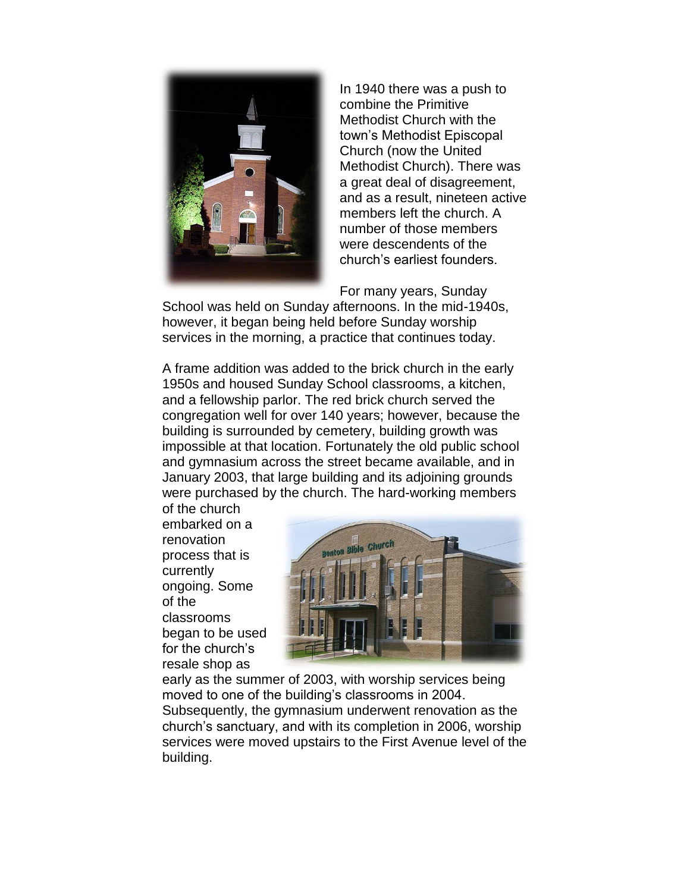In 1940 there was a push to combine the Primitive Methodist Church with the town's Methodist Episcopal Church (now the United Methodist Church). There was a great deal of disagreement, and as a result, nineteen active members left the church. A number of those members were descendents of the church's earliest founders.

For many years, Sunday School was held on Sunday afternoons. In the mid-1940s, however, it began being held before Sunday worship services in the morning, a practice that continues today.

A frame addition was added to the brick church in the early 1950s and housed Sunday School classrooms, a kitchen, and a fellowship parlor. The red brick church served the congregation well for over 140 years; however, because the building is surrounded by cemetery, building growth was impossible at that location. Fortunately the old public school and gymnasium across the street became available, and in January 2003, that large building and its adjoining grounds were purchased by the church. The hard-working members of the church embarked on a renovation process that is currently ongoing. Some of the classrooms began to be used for the church's resale shop as early as the summer of 2003, with worship services being moved to one of the building's classrooms in 2004. Subsequently, the gymnasium underwent renovation as the church's sanctuary, and with its completion in 2006, worship services were moved upstairs to the First Avenue level of the building.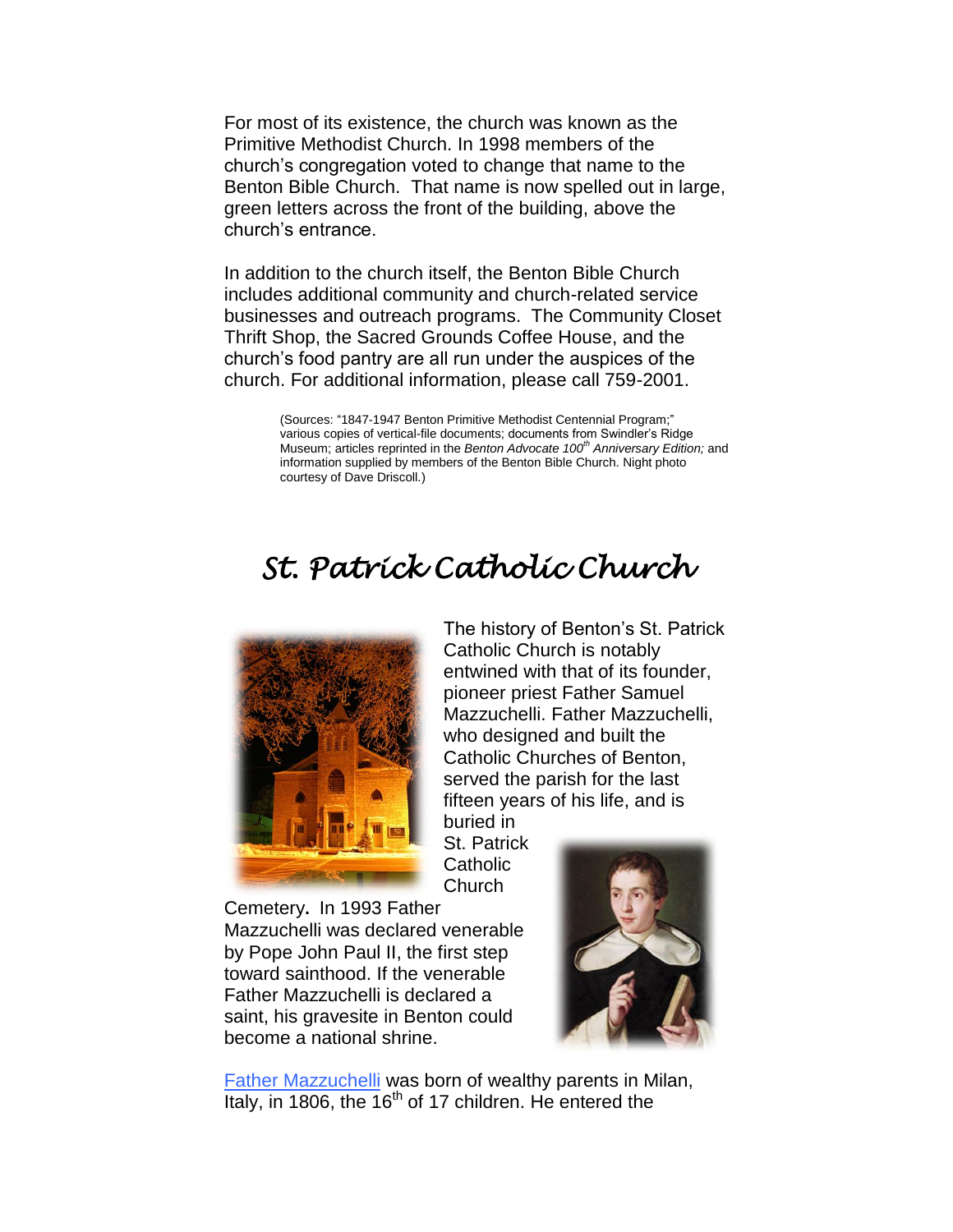For most of its existence, the church was known as the Primitive Methodist Church. In 1998 members of the church's congregation voted to change that name to the Benton Bible Church. That name is now spelled out in large, green letters across the front of the building, above the church's entrance.

In addition to the church itself, the Benton Bible Church includes additional community and church-related service businesses and outreach programs. The Community Closet Thrift Shop, the Sacred Grounds Coffee House, and the church's food pantry are all run under the auspices of the church. For additional information, please call 759-2001.

(Sources: "1847-1947 Benton Primitive Methodist Centennial Program;" various copies of vertical-file documents; documents from Swindler's Ridge Museum; articles reprinted in the *Benton Advocate 100th Anniversary Edition;* and information supplied by members of the Benton Bible Church. Night photo courtesy of Dave Driscoll.)

# *St. Patrick Catholic Church*

The history of Benton's St. Patrick Catholic Church is notably entwined with that of its founder, pioneer priest Father Samuel Mazzuchelli. Father Mazzuchelli, who designed and built the Catholic Churches of Benton, served the parish for the last fifteen years of his life, and is buried in St. Patrick Catholic Church Cemetery**.** In 1993 Father Mazzuchelli was declared venerable by Pope John Paul II, the first step toward sainthood. If the venerable Father Mazzuchelli is declared a saint, his gravesite in Benton could become a national shrine.

Father Mazzuchelli was born of wealthy parents in Milan, Italy, in 1806, the 16th of 17 children. He entered the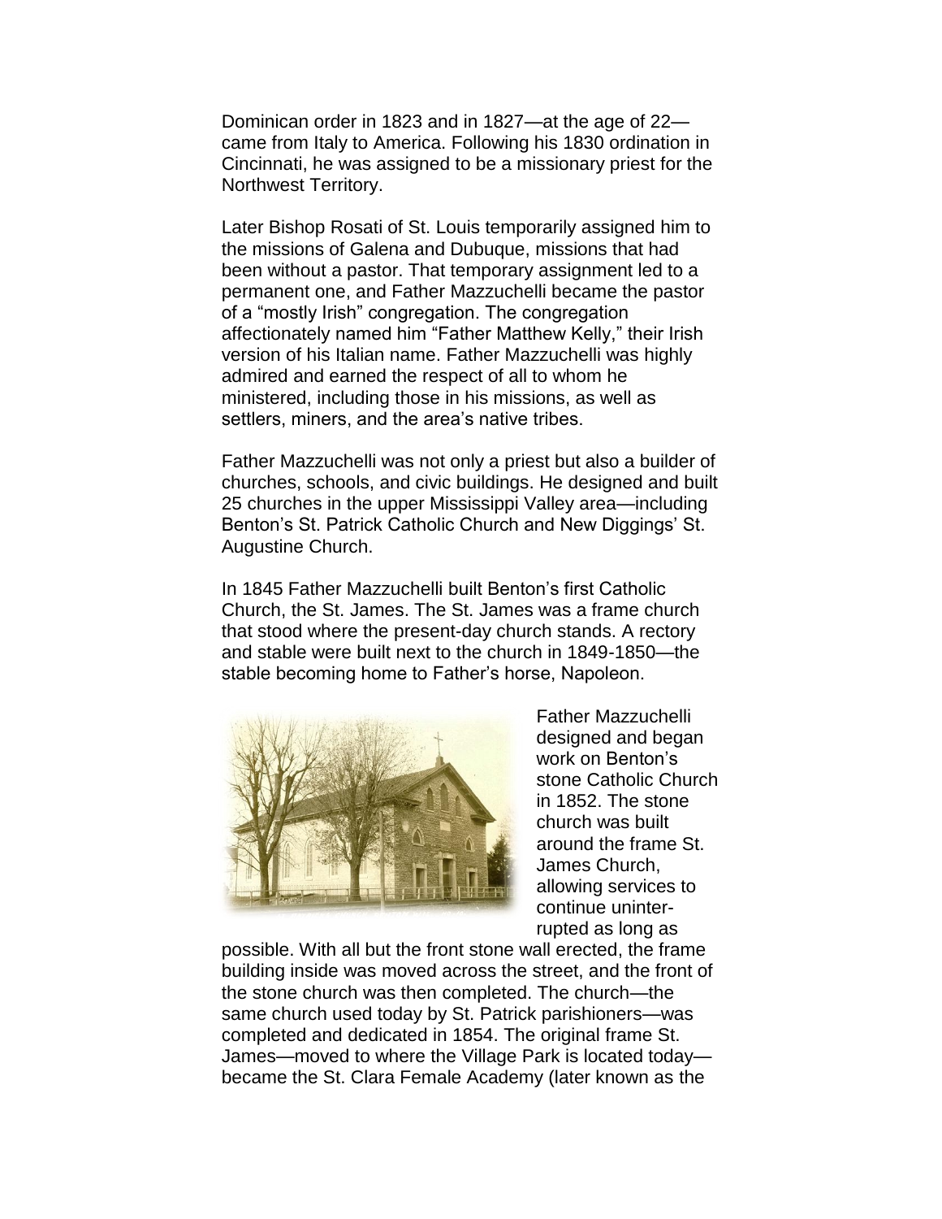Dominican order in 1823 and in 1827—at the age of 22—came from Italy to America. Following his 1830 ordination in Cincinnati, he was assigned to be a missionary priest for the Northwest Territory.

Later Bishop Rosati of St. Louis temporarily assigned him to the missions of Galena and Dubuque, missions that had been without a pastor. That temporary assignment led to a permanent one, and Father Mazzuchelli became the pastor of a "mostly Irish" congregation. The congregation affectionately named him "Father Matthew Kelly," their Irish version of his Italian name. Father Mazzuchelli was highly admired and earned the respect of all to whom he ministered, including those in his missions, as well as settlers, miners, and the area's native tribes.

Father Mazzuchelli was not only a priest but also a builder of churches, schools, and civic buildings. He designed and built 25 churches in the upper Mississippi Valley area—including Benton's St. Patrick Catholic Church and New Diggings' St. Augustine Church.

In 1845 Father Mazzuchelli built Benton's first Catholic Church, the St. James. The St. James was a frame church that stood where the present-day church stands. A rectory and stable were built next to the church in 1849-1850—the stable becoming home to Father's horse, Napoleon.

Father Mazzuchelli designed and began work on Benton's stone Catholic Church in 1852. The stone church was built around the frame St. James Church, allowing services to continue uninterrupted as long as possible. With all but the front stone wall erected, the frame building inside was moved across the street, and the front of the stone church was then completed. The church—the same church used today by St. Patrick parishioners—was completed and dedicated in 1854. The original frame St. James—moved to where the Village Park is located today—became the St. Clara Female Academy (later known as the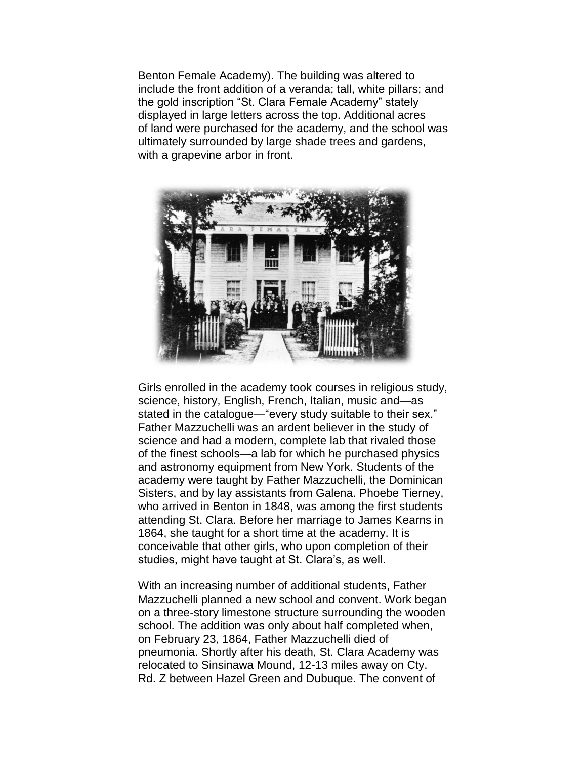Benton Female Academy). The building was altered to include the front addition of a veranda; tall, white pillars; and the gold inscription "St. Clara Female Academy" stately displayed in large letters across the top. Additional acres of land were purchased for the academy, and the school was ultimately surrounded by large shade trees and gardens, with a grapevine arbor in front.

Girls enrolled in the academy took courses in religious study, science, history, English, French, Italian, music and—as stated in the catalogue—"every study suitable to their sex." Father Mazzuchelli was an ardent believer in the study of science and had a modern, complete lab that rivaled those of the finest schools—a lab for which he purchased physics and astronomy equipment from New York. Students of the academy were taught by Father Mazzuchelli, the Dominican Sisters, and by lay assistants from Galena. Phoebe Tierney, who arrived in Benton in 1848, was among the first students attending St. Clara. Before her marriage to James Kearns in 1864, she taught for a short time at the academy. It is conceivable that other girls, who upon completion of their studies, might have taught at St. Clara's, as well.

With an increasing number of additional students, Father Mazzuchelli planned a new school and convent. Work began on a three-story limestone structure surrounding the wooden school. The addition was only about half completed when, on February 23, 1864, Father Mazzuchelli died of pneumonia. Shortly after his death, St. Clara Academy was relocated to Sinsinawa Mound, 12-13 miles away on Cty. Rd. Z between Hazel Green and Dubuque. The convent of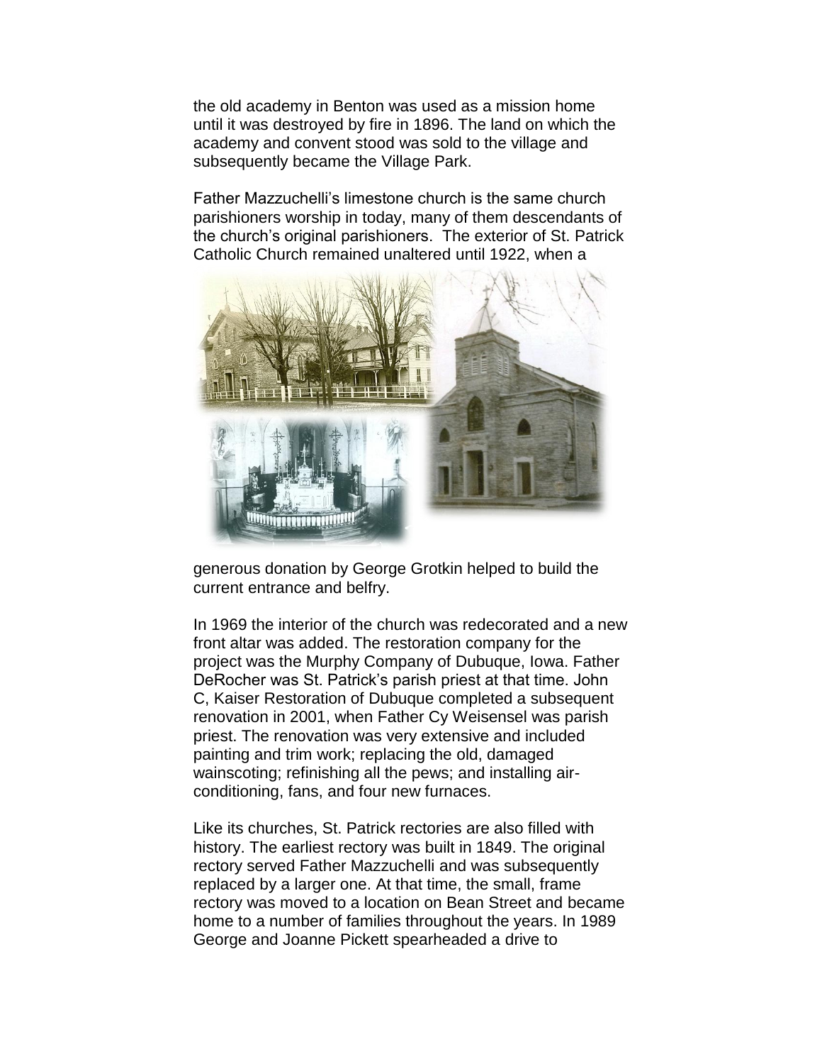the old academy in Benton was used as a mission home until it was destroyed by fire in 1896. The land on which the academy and convent stood was sold to the village and subsequently became the Village Park.

Father Mazzuchelli's limestone church is the same church parishioners worship in today, many of them descendants of the church's original parishioners. The exterior of St. Patrick Catholic Church remained unaltered until 1922, when a generous donation by George Grotkin helped to build the current entrance and belfry.

In 1969 the interior of the church was redecorated and a new front altar was added. The restoration company for the project was the Murphy Company of Dubuque, Iowa. Father DeRocher was St. Patrick's parish priest at that time. John C, Kaiser Restoration of Dubuque completed a subsequent renovation in 2001, when Father Cy Weisensel was parish priest. The renovation was very extensive and included painting and trim work; replacing the old, damaged wainscoting; refinishing all the pews; and installing air-conditioning, fans, and four new furnaces.

Like its churches, St. Patrick rectories are also filled with history. The earliest rectory was built in 1849. The original rectory served Father Mazzuchelli and was subsequently replaced by a larger one. At that time, the small, frame rectory was moved to a location on Bean Street and became home to a number of families throughout the years. In 1989 George and Joanne Pickett spearheaded a drive to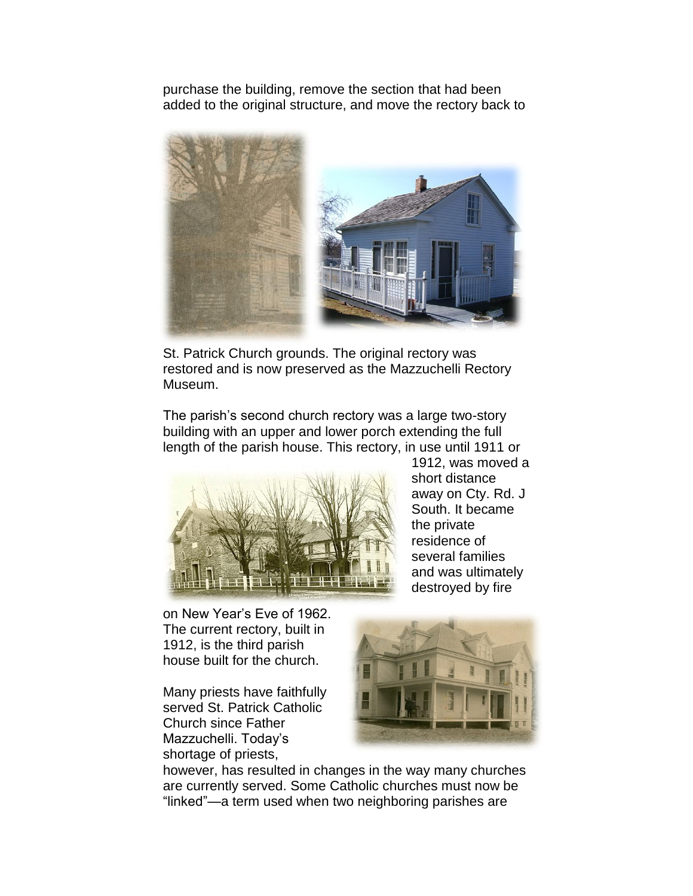purchase the building, remove the section that had been added to the original structure, and move the rectory back to St. Patrick Church grounds. The original rectory was restored and is now preserved as the Mazzuchelli Rectory Museum.

The parish's second church rectory was a large two-story building with an upper and lower porch extending the full length of the parish house. This rectory, in use until 1911 or 1912, was moved a short distance away on Cty. Rd. J South. It became the private residence of several families and was ultimately destroyed by fire on New Year's Eve of 1962. The current rectory, built in 1912, is the third parish house built for the church.

Many priests have faithfully served St. Patrick Catholic Church since Father Mazzuchelli. Today's shortage of priests, however, has resulted in changes in the way many churches are currently served. Some Catholic churches must now be "linked"—a term used when two neighboring parishes are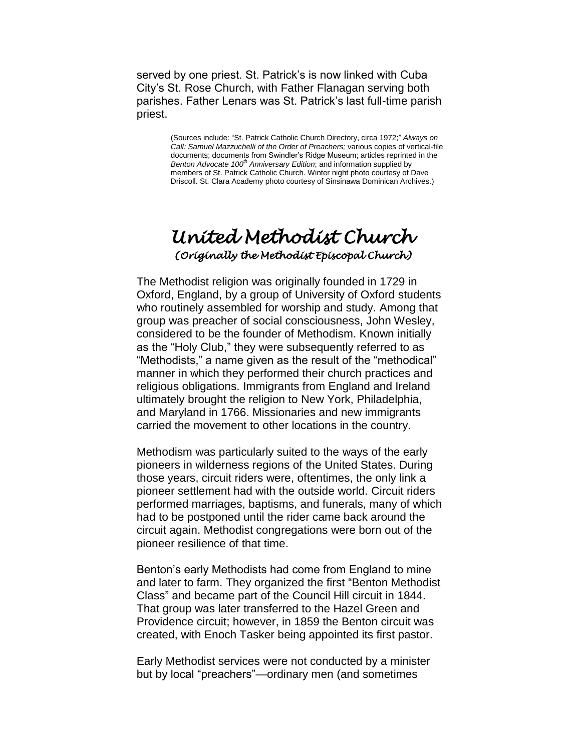served by one priest. St. Patrick's is now linked with Cuba City's St. Rose Church, with Father Flanagan serving both parishes. Father Lenars was St. Patrick's last full-time parish priest.

(Sources include: "St. Patrick Catholic Church Directory, circa 1972;" *Always on Call: Samuel Mazzuchelli of the Order of Preachers;* various copies of vertical-file documents; documents from Swindler's Ridge Museum; articles reprinted in the *Benton Advocate 100th Anniversary Edition*; and information supplied by members of St. Patrick Catholic Church. Winter night photo courtesy of Dave Driscoll. St. Clara Academy photo courtesy of Sinsinawa Dominican Archives.)

# *United Methodist Church*

### *(Originally the Methodist Episcopal Church)*

The Methodist religion was originally founded in 1729 in Oxford, England, by a group of University of Oxford students who routinely assembled for worship and study. Among that group was preacher of social consciousness, John Wesley, considered to be the founder of Methodism. Known initially as the "Holy Club," they were subsequently referred to as "Methodists," a name given as the result of the "methodical" manner in which they performed their church practices and religious obligations. Immigrants from England and Ireland ultimately brought the religion to New York, Philadelphia, and Maryland in 1766. Missionaries and new immigrants carried the movement to other locations in the country.

Methodism was particularly suited to the ways of the early pioneers in wilderness regions of the United States. During those years, circuit riders were, oftentimes, the only link a pioneer settlement had with the outside world. Circuit riders performed marriages, baptisms, and funerals, many of which had to be postponed until the rider came back around the circuit again. Methodist congregations were born out of the pioneer resilience of that time.

Benton's early Methodists had come from England to mine and later to farm. They organized the first "Benton Methodist Class" and became part of the Council Hill circuit in 1844. That group was later transferred to the Hazel Green and Providence circuit; however, in 1859 the Benton circuit was created, with Enoch Tasker being appointed its first pastor.

Early Methodist services were not conducted by a minister but by local "preachers"—ordinary men (and sometimes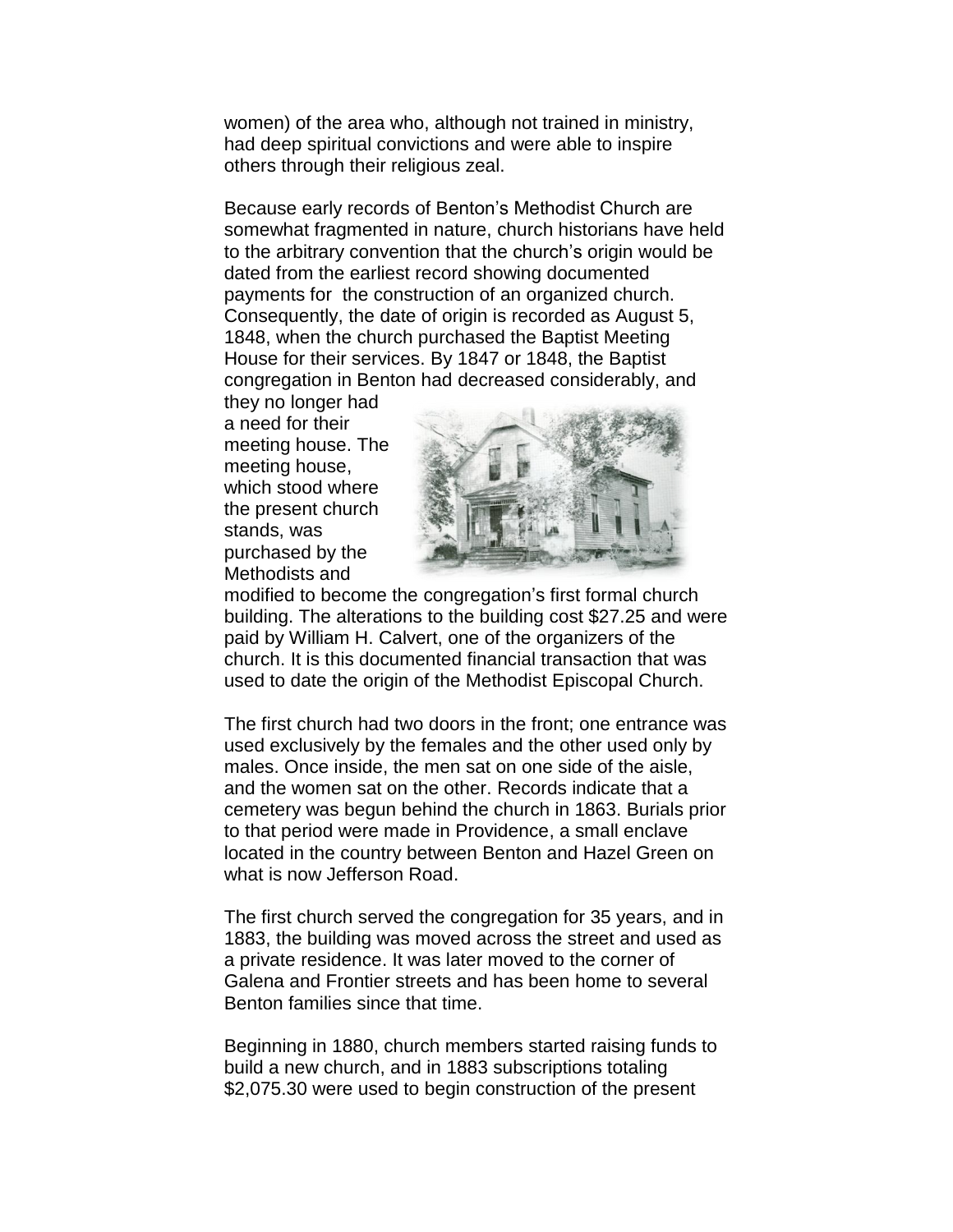women) of the area who, although not trained in ministry, had deep spiritual convictions and were able to inspire others through their religious zeal.

Because early records of Benton's Methodist Church are somewhat fragmented in nature, church historians have held to the arbitrary convention that the church's origin would be dated from the earliest record showing documented payments for the construction of an organized church. Consequently, the date of origin is recorded as August 5, 1848, when the church purchased the Baptist Meeting House for their services. By 1847 or 1848, the Baptist congregation in Benton had decreased considerably, and they no longer had a need for their meeting house. The meeting house, which stood where the present church stands, was purchased by the Methodists and modified to become the congregation's first formal church building. The alterations to the building cost $27.25 and were paid by William H. Calvert, one of the organizers of the church. It is this documented financial transaction that was used to date the origin of the Methodist Episcopal Church.

The first church had two doors in the front; one entrance was used exclusively by the females and the other used only by males. Once inside, the men sat on one side of the aisle, and the women sat on the other. Records indicate that a cemetery was begun behind the church in 1863. Burials prior to that period were made in Providence, a small enclave located in the country between Benton and Hazel Green on what is now Jefferson Road.

The first church served the congregation for 35 years, and in 1883, the building was moved across the street and used as a private residence. It was later moved to the corner of Galena and Frontier streets and has been home to several Benton families since that time.

Beginning in 1880, church members started raising funds to build a new church, and in 1883 subscriptions totaling $2,075.30 were used to begin construction of the present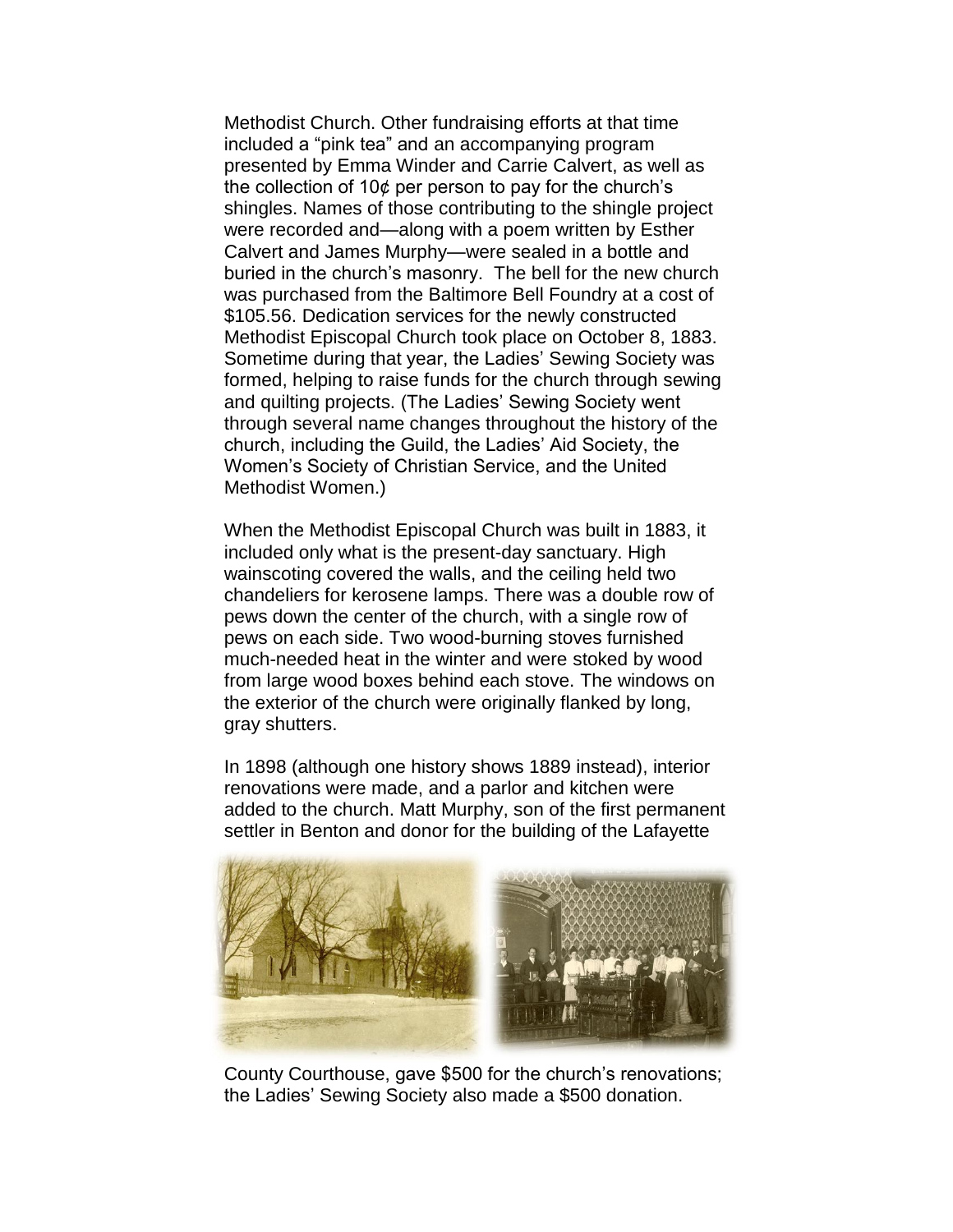Methodist Church. Other fundraising efforts at that time included a "pink tea" and an accompanying program presented by Emma Winder and Carrie Calvert, as well as the collection of 10¢ per person to pay for the church's shingles. Names of those contributing to the shingle project were recorded and—along with a poem written by Esther Calvert and James Murphy—were sealed in a bottle and buried in the church's masonry. The bell for the new church was purchased from the Baltimore Bell Foundry at a cost of $105.56. Dedication services for the newly constructed Methodist Episcopal Church took place on October 8, 1883. Sometime during that year, the Ladies' Sewing Society was formed, helping to raise funds for the church through sewing and quilting projects. (The Ladies' Sewing Society went through several name changes throughout the history of the church, including the Guild, the Ladies' Aid Society, the Women's Society of Christian Service, and the United Methodist Women.)

When the Methodist Episcopal Church was built in 1883, it included only what is the present-day sanctuary. High wainscoting covered the walls, and the ceiling held two chandeliers for kerosene lamps. There was a double row of pews down the center of the church, with a single row of pews on each side. Two wood-burning stoves furnished much-needed heat in the winter and were stoked by wood from large wood boxes behind each stove. The windows on the exterior of the church were originally flanked by long, gray shutters.

In 1898 (although one history shows 1889 instead), interior renovations were made, and a parlor and kitchen were added to the church. Matt Murphy, son of the first permanent settler in Benton and donor for the building of the Lafayette County Courthouse, gave $500 for the church's renovations; the Ladies' Sewing Society also made a $500 donation.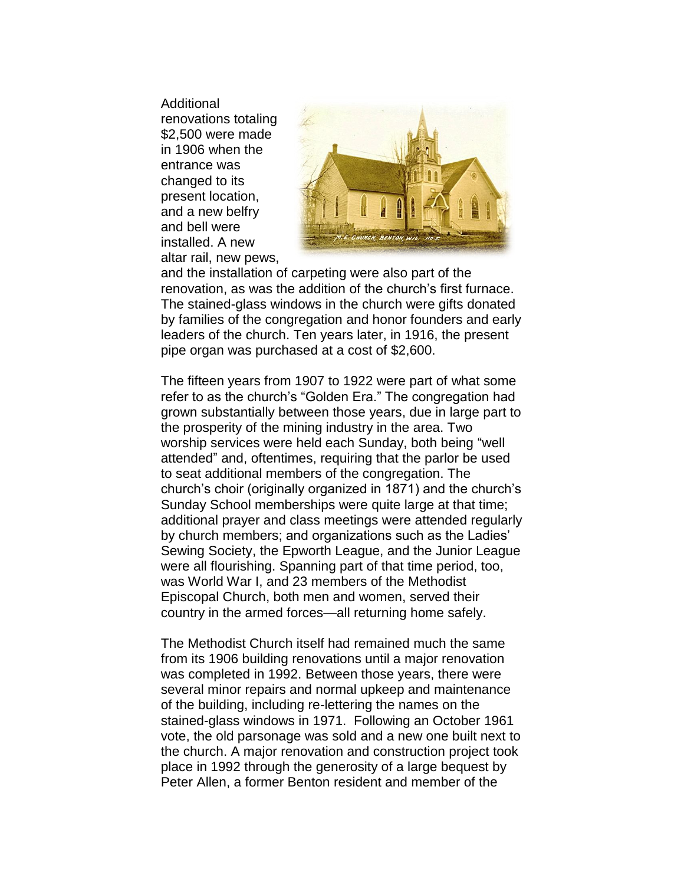Additional renovations totaling $2,500 were made in 1906 when the entrance was changed to its present location, and a new belfry and bell were installed. A new altar rail, new pews, and the installation of carpeting were also part of the renovation, as was the addition of the church's first furnace. The stained-glass windows in the church were gifts donated by families of the congregation and honor founders and early leaders of the church. Ten years later, in 1916, the present pipe organ was purchased at a cost of $2,600.

The fifteen years from 1907 to 1922 were part of what some refer to as the church's "Golden Era." The congregation had grown substantially between those years, due in large part to the prosperity of the mining industry in the area. Two worship services were held each Sunday, both being "well attended" and, oftentimes, requiring that the parlor be used to seat additional members of the congregation. The church's choir (originally organized in 1871) and the church's Sunday School memberships were quite large at that time; additional prayer and class meetings were attended regularly by church members; and organizations such as the Ladies' Sewing Society, the Epworth League, and the Junior League were all flourishing. Spanning part of that time period, too, was World War I, and 23 members of the Methodist Episcopal Church, both men and women, served their country in the armed forces—all returning home safely.

The Methodist Church itself had remained much the same from its 1906 building renovations until a major renovation was completed in 1992. Between those years, there were several minor repairs and normal upkeep and maintenance of the building, including re-lettering the names on the stained-glass windows in 1971. Following an October 1961 vote, the old parsonage was sold and a new one built next to the church. A major renovation and construction project took place in 1992 through the generosity of a large bequest by Peter Allen, a former Benton resident and member of the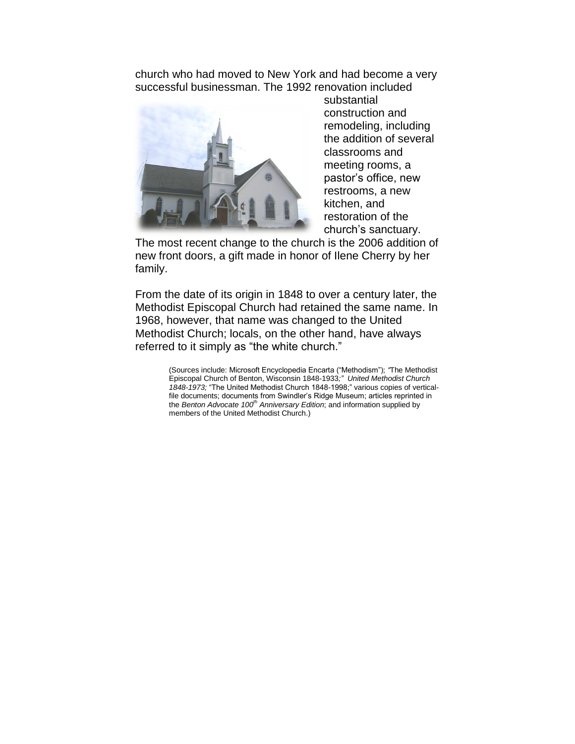church who had moved to New York and had become a very successful businessman. The 1992 renovation included substantial construction and remodeling, including the addition of several classrooms and meeting rooms, a pastor's office, new restrooms, a new kitchen, and restoration of the church's sanctuary. The most recent change to the church is the 2006 addition of new front doors, a gift made in honor of Ilene Cherry by her family.

From the date of its origin in 1848 to over a century later, the Methodist Episcopal Church had retained the same name. In 1968, however, that name was changed to the United Methodist Church; locals, on the other hand, have always referred to it simply as "the white church."

(Sources include: Microsoft Encyclopedia Encarta ("Methodism"); "The Methodist Episcopal Church of Benton, Wisconsin 1848-1933;" *United Methodist Church 1848-1973;* "The United Methodist Church 1848-1998;" various copies of vertical-file documents; documents from Swindler's Ridge Museum; articles reprinted in the *Benton Advocate 100th Anniversary Edition*; and information supplied by members of the United Methodist Church.)